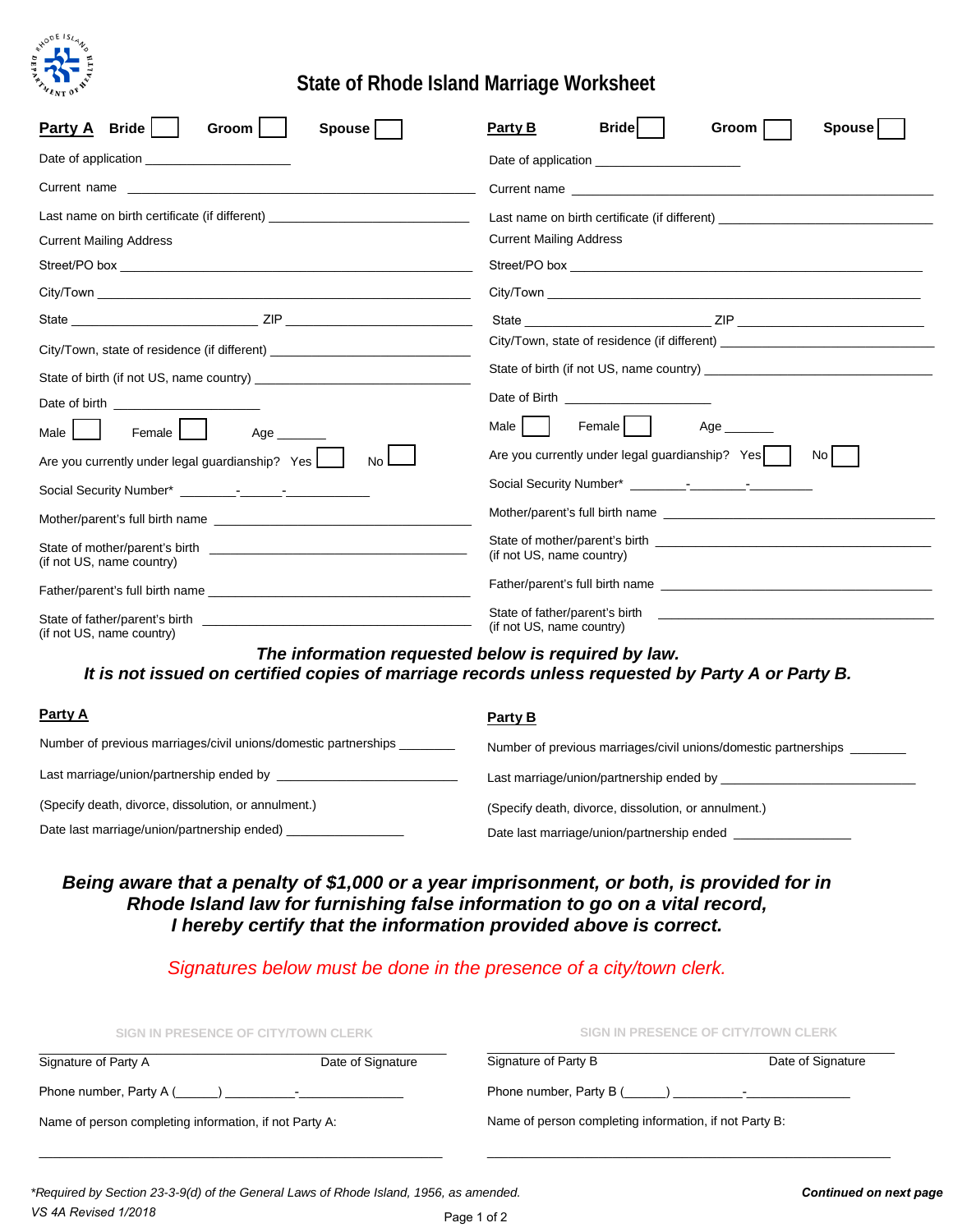# State of Rhode Island Marriage Worksheet

## Party A

Bride ☐ Groom ☐ Spouse ☐

Date of application ____________________

Current name ____________________

Last name on birth certificate (if different) ____________________

Current Mailing Address

Street/PO box ____________________

City/Town ____________________

State ____________________ ZIP ____________________

City/Town, state of residence (if different) ____________________

State of birth (if not US, name country) ____________________

Date of birth ____________________

Male ☐ Female ☐ Age _______

Are you currently under legal guardianship? Yes ☐ No ☐

Social Security Number* ________-______-___________

Mother/parent's full birth name ____________________

State of mother/parent's birth (if not US, name country) ____________________

Father/parent's full birth name ____________________

State of father/parent's birth (if not US, name country) ____________________

## Party B

Bride ☐ Groom ☐ Spouse ☐

Date of application ____________________

Current name ____________________

Last name on birth certificate (if different) ____________________

Current Mailing Address

Street/PO box ____________________

City/Town ____________________

State ____________________ ZIP ____________________

City/Town, state of residence (if different) ____________________

State of birth (if not US, name country) ____________________

Date of Birth ____________________

Male ☐ Female ☐ Age _______

Are you currently under legal guardianship? Yes ☐ No ☐

Social Security Number* ________-________-_________

Mother/parent's full birth name ____________________

State of mother/parent's birth (if not US, name country) ____________________

Father/parent's full birth name ____________________

State of father/parent's birth (if not US, name country) ____________________

***The information requested below is required by law.***
***It is not issued on certified copies of marriage records unless requested by Party A or Party B.***

## Party A

Number of previous marriages/civil unions/domestic partnerships ________

Last marriage/union/partnership ended by ____________________

(Specify death, divorce, dissolution, or annulment.)

Date last marriage/union/partnership ended) ________________

## Party B

Number of previous marriages/civil unions/domestic partnerships ________

Last marriage/union/partnership ended by ____________________

(Specify death, divorce, dissolution, or annulment.)

Date last marriage/union/partnership ended ________________

***Being aware that a penalty of $1,000 or a year imprisonment, or both, is provided for in Rhode Island law for furnishing false information to go on a vital record, I hereby certify that the information provided above is correct.***

*Signatures below must be done in the presence of a city/town clerk.*

SIGN IN PRESENCE OF CITY/TOWN CLERK

______________________________________________

Signature of Party A Date of Signature

Phone number, Party A (______) __________-_______________

Name of person completing information, if not Party A:

______________________________________________

SIGN IN PRESENCE OF CITY/TOWN CLERK

______________________________________________

Signature of Party B Date of Signature

Phone number, Party B (______) __________-_______________

Name of person completing information, if not Party B:

______________________________________________

*\*Required by Section 23-3-9(d) of the General Laws of Rhode Island, 1956, as amended.*

***Continued on next page***

*VS 4A Revised 1/2018*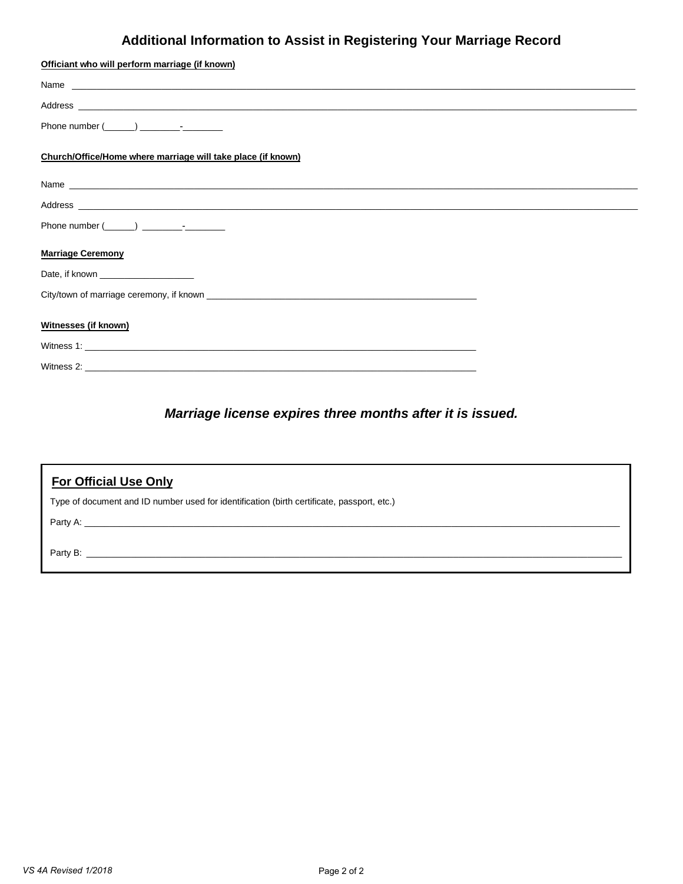# Additional Information to Assist in Registering Your Marriage Record

**Officiant who will perform marriage (if known)**

Name ______________________________________________

Address ______________________________________________

Phone number (______) ________-________

**Church/Office/Home where marriage will take place (if known)**

Name ______________________________________________

Address ______________________________________________

Phone number (______) ________-________

**Marriage Ceremony**

Date, if known ___________________

City/town of marriage ceremony, if known ______________________________

**Witnesses (if known)**

Witness 1: ______________________________

Witness 2: ______________________________

***Marriage license expires three months after it is issued.***

## For Official Use Only

Type of document and ID number used for identification (birth certificate, passport, etc.)

Party A: ______________________________________________

Party B: ______________________________________________

*VS 4A Revised 1/2018*